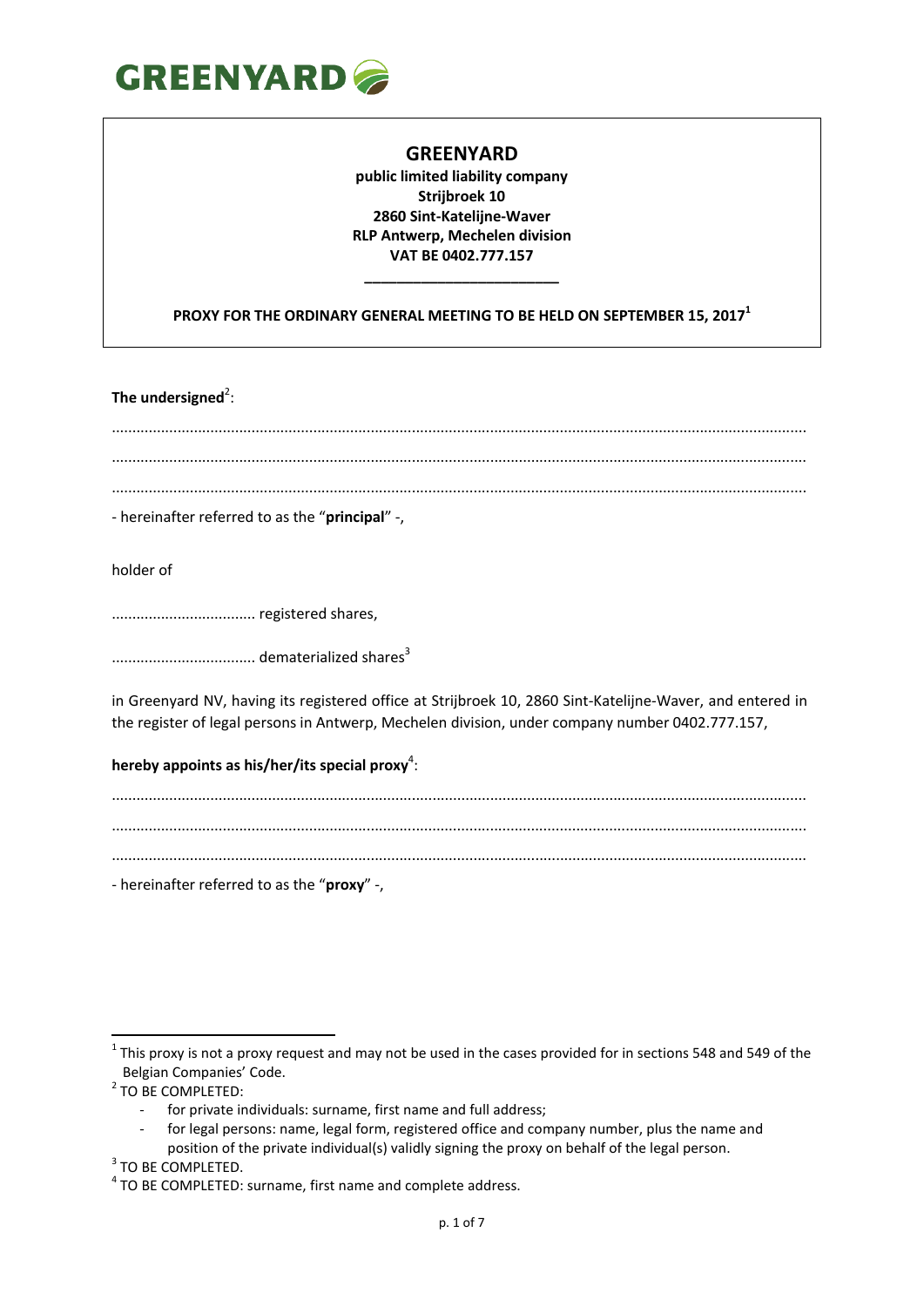GREENYARD

**GREENYARD**
**public limited liability company**
**Strijbroek 10**
**2860 Sint-Katelijne-Waver**
**RLP Antwerp, Mechelen division**
**VAT BE 0402.777.157**

______________________

**PROXY FOR THE ORDINARY GENERAL MEETING TO BE HELD ON SEPTEMBER 15, 2017**[1]

**The undersigned**[2]:

.............................................................................................................................................................

.............................................................................................................................................................

.............................................................................................................................................................

- hereinafter referred to as the "**principal**" -,

holder of

.................................. registered shares,

.................................. dematerialized shares[3]

in Greenyard NV, having its registered office at Strijbroek 10, 2860 Sint-Katelijne-Waver, and entered in the register of legal persons in Antwerp, Mechelen division, under company number 0402.777.157,

**hereby appoints as his/her/its special proxy**[4]:

.............................................................................................................................................................

.............................................................................................................................................................

.............................................................................................................................................................

- hereinafter referred to as the "**proxy**" -,

---

[1] This proxy is not a proxy request and may not be used in the cases provided for in sections 548 and 549 of the Belgian Companies' Code.

[2] TO BE COMPLETED:
- for private individuals: surname, first name and full address;
- for legal persons: name, legal form, registered office and company number, plus the name and position of the private individual(s) validly signing the proxy on behalf of the legal person.

[3] TO BE COMPLETED.

[4] TO BE COMPLETED: surname, first name and complete address.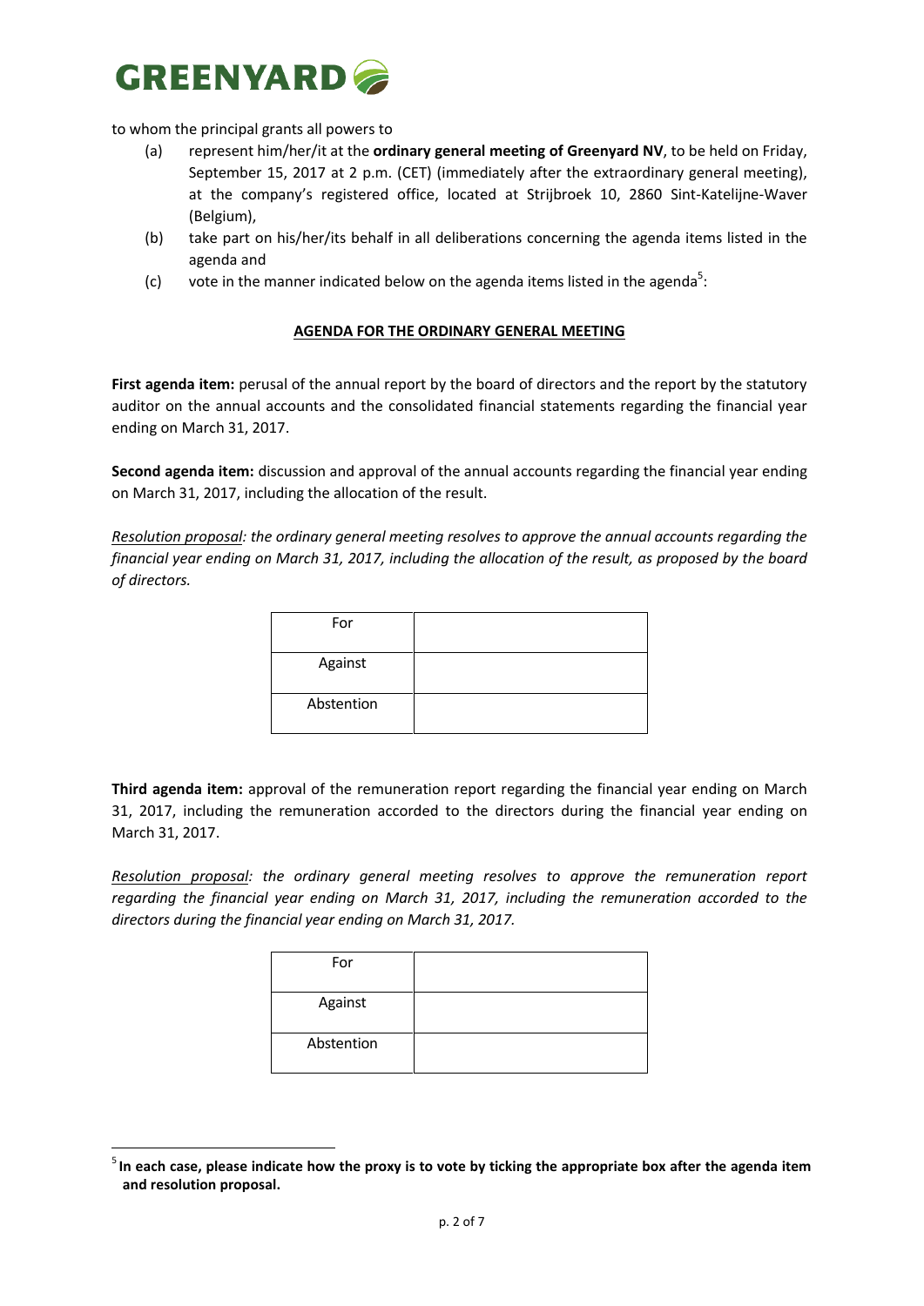to whom the principal grants all powers to

(a) represent him/her/it at the **ordinary general meeting of Greenyard NV**, to be held on Friday, September 15, 2017 at 2 p.m. (CET) (immediately after the extraordinary general meeting), at the company's registered office, located at Strijbroek 10, 2860 Sint-Katelijne-Waver (Belgium),

(b) take part on his/her/its behalf in all deliberations concerning the agenda items listed in the agenda and

(c) vote in the manner indicated below on the agenda items listed in the agenda[5]:

**AGENDA FOR THE ORDINARY GENERAL MEETING**

**First agenda item:** perusal of the annual report by the board of directors and the report by the statutory auditor on the annual accounts and the consolidated financial statements regarding the financial year ending on March 31, 2017.

**Second agenda item:** discussion and approval of the annual accounts regarding the financial year ending on March 31, 2017, including the allocation of the result.

*Resolution proposal: the ordinary general meeting resolves to approve the annual accounts regarding the financial year ending on March 31, 2017, including the allocation of the result, as proposed by the board of directors.*

| | |
|---|---|
| For | |
| Against | |
| Abstention | |

**Third agenda item:** approval of the remuneration report regarding the financial year ending on March 31, 2017, including the remuneration accorded to the directors during the financial year ending on March 31, 2017.

*Resolution proposal: the ordinary general meeting resolves to approve the remuneration report regarding the financial year ending on March 31, 2017, including the remuneration accorded to the directors during the financial year ending on March 31, 2017.*

| | |
|---|---|
| For | |
| Against | |
| Abstention | |

[5] **In each case, please indicate how the proxy is to vote by ticking the appropriate box after the agenda item and resolution proposal.**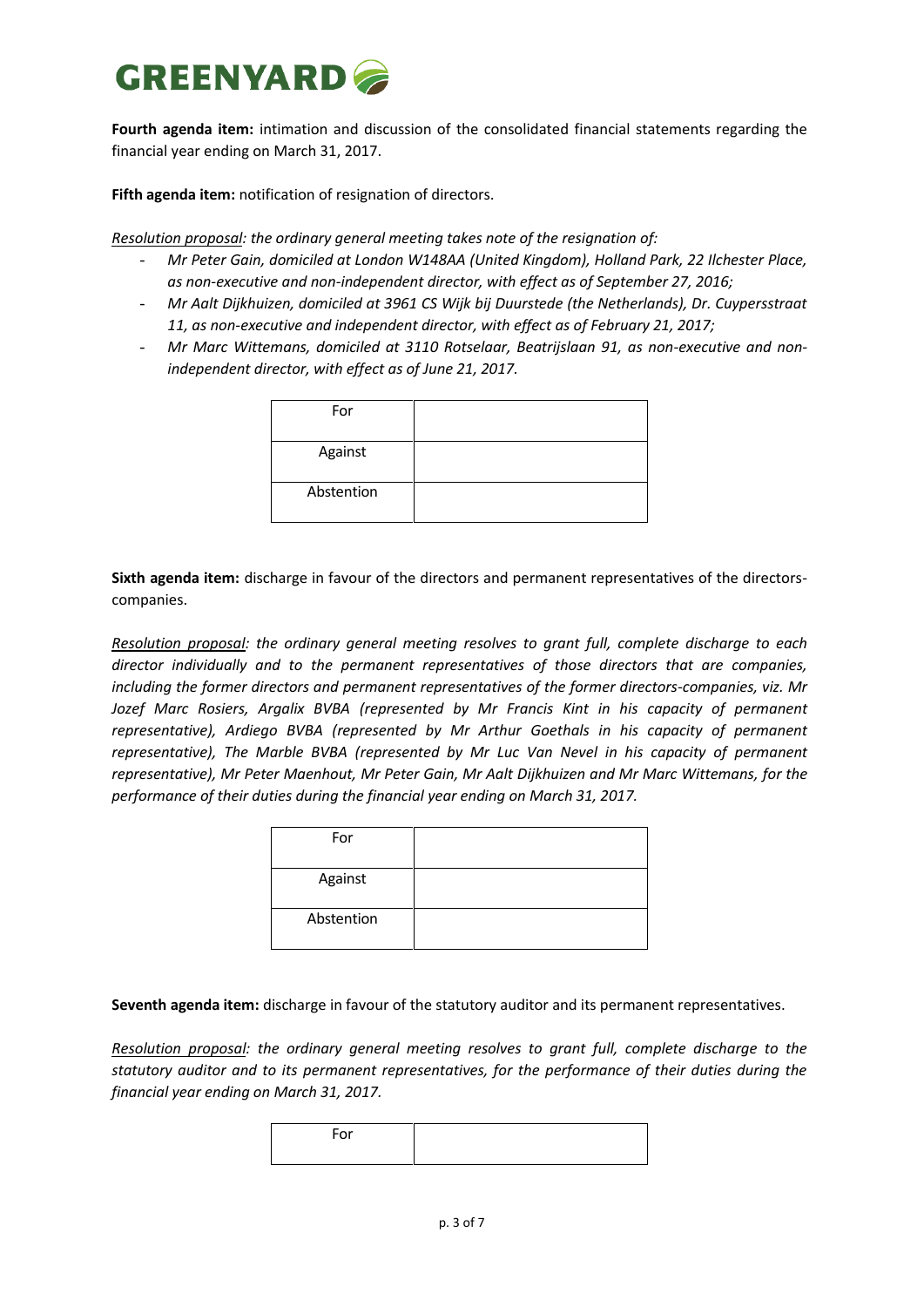GREENYARD

**Fourth agenda item:** intimation and discussion of the consolidated financial statements regarding the financial year ending on March 31, 2017.

**Fifth agenda item:** notification of resignation of directors.

*Resolution proposal: the ordinary general meeting takes note of the resignation of:*

- *Mr Peter Gain, domiciled at London W148AA (United Kingdom), Holland Park, 22 Ilchester Place, as non-executive and non-independent director, with effect as of September 27, 2016;*
- *Mr Aalt Dijkhuizen, domiciled at 3961 CS Wijk bij Duurstede (the Netherlands), Dr. Cuypersstraat 11, as non-executive and independent director, with effect as of February 21, 2017;*
- *Mr Marc Wittemans, domiciled at 3110 Rotselaar, Beatrijslaan 91, as non-executive and non-independent director, with effect as of June 21, 2017.*

| For | |
|---|---|
| Against | |
| Abstention | |

**Sixth agenda item:** discharge in favour of the directors and permanent representatives of the directors-companies.

*Resolution proposal: the ordinary general meeting resolves to grant full, complete discharge to each director individually and to the permanent representatives of those directors that are companies, including the former directors and permanent representatives of the former directors-companies, viz. Mr Jozef Marc Rosiers, Argalix BVBA (represented by Mr Francis Kint in his capacity of permanent representative), Ardiego BVBA (represented by Mr Arthur Goethals in his capacity of permanent representative), The Marble BVBA (represented by Mr Luc Van Nevel in his capacity of permanent representative), Mr Peter Maenhout, Mr Peter Gain, Mr Aalt Dijkhuizen and Mr Marc Wittemans, for the performance of their duties during the financial year ending on March 31, 2017.*

| For | |
|---|---|
| Against | |
| Abstention | |

**Seventh agenda item:** discharge in favour of the statutory auditor and its permanent representatives.

*Resolution proposal: the ordinary general meeting resolves to grant full, complete discharge to the statutory auditor and to its permanent representatives, for the performance of their duties during the financial year ending on March 31, 2017.*

| For | |
|---|---|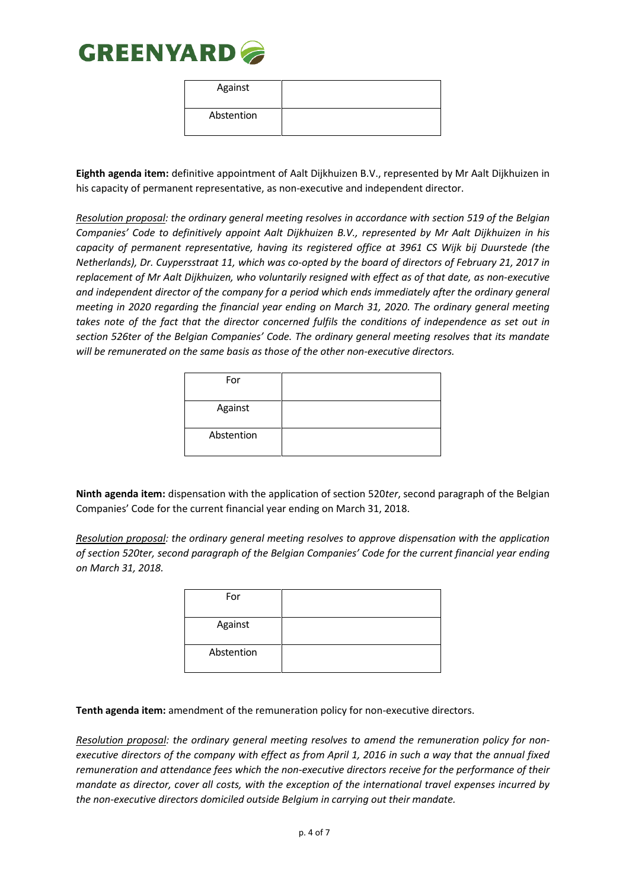| Against | |
|---|---|
| Abstention | |

**Eighth agenda item:** definitive appointment of Aalt Dijkhuizen B.V., represented by Mr Aalt Dijkhuizen in his capacity of permanent representative, as non-executive and independent director.

_Resolution proposal_: *the ordinary general meeting resolves in accordance with section 519 of the Belgian Companies' Code to definitively appoint Aalt Dijkhuizen B.V., represented by Mr Aalt Dijkhuizen in his capacity of permanent representative, having its registered office at 3961 CS Wijk bij Duurstede (the Netherlands), Dr. Cuyperssstraat 11, which was co-opted by the board of directors of February 21, 2017 in replacement of Mr Aalt Dijkhuizen, who voluntarily resigned with effect as of that date, as non-executive and independent director of the company for a period which ends immediately after the ordinary general meeting in 2020 regarding the financial year ending on March 31, 2020. The ordinary general meeting takes note of the fact that the director concerned fulfils the conditions of independence as set out in section 526ter of the Belgian Companies' Code. The ordinary general meeting resolves that its mandate will be remunerated on the same basis as those of the other non-executive directors.*

| For | |
|---|---|
| Against | |
| Abstention | |

**Ninth agenda item:** dispensation with the application of section 520*ter*, second paragraph of the Belgian Companies' Code for the current financial year ending on March 31, 2018.

_Resolution proposal_: *the ordinary general meeting resolves to approve dispensation with the application of section 520ter, second paragraph of the Belgian Companies' Code for the current financial year ending on March 31, 2018.*

| For | |
|---|---|
| Against | |
| Abstention | |

**Tenth agenda item:** amendment of the remuneration policy for non-executive directors.

_Resolution proposal_: *the ordinary general meeting resolves to amend the remuneration policy for non-executive directors of the company with effect as from April 1, 2016 in such a way that the annual fixed remuneration and attendance fees which the non-executive directors receive for the performance of their mandate as director, cover all costs, with the exception of the international travel expenses incurred by the non-executive directors domiciled outside Belgium in carrying out their mandate.*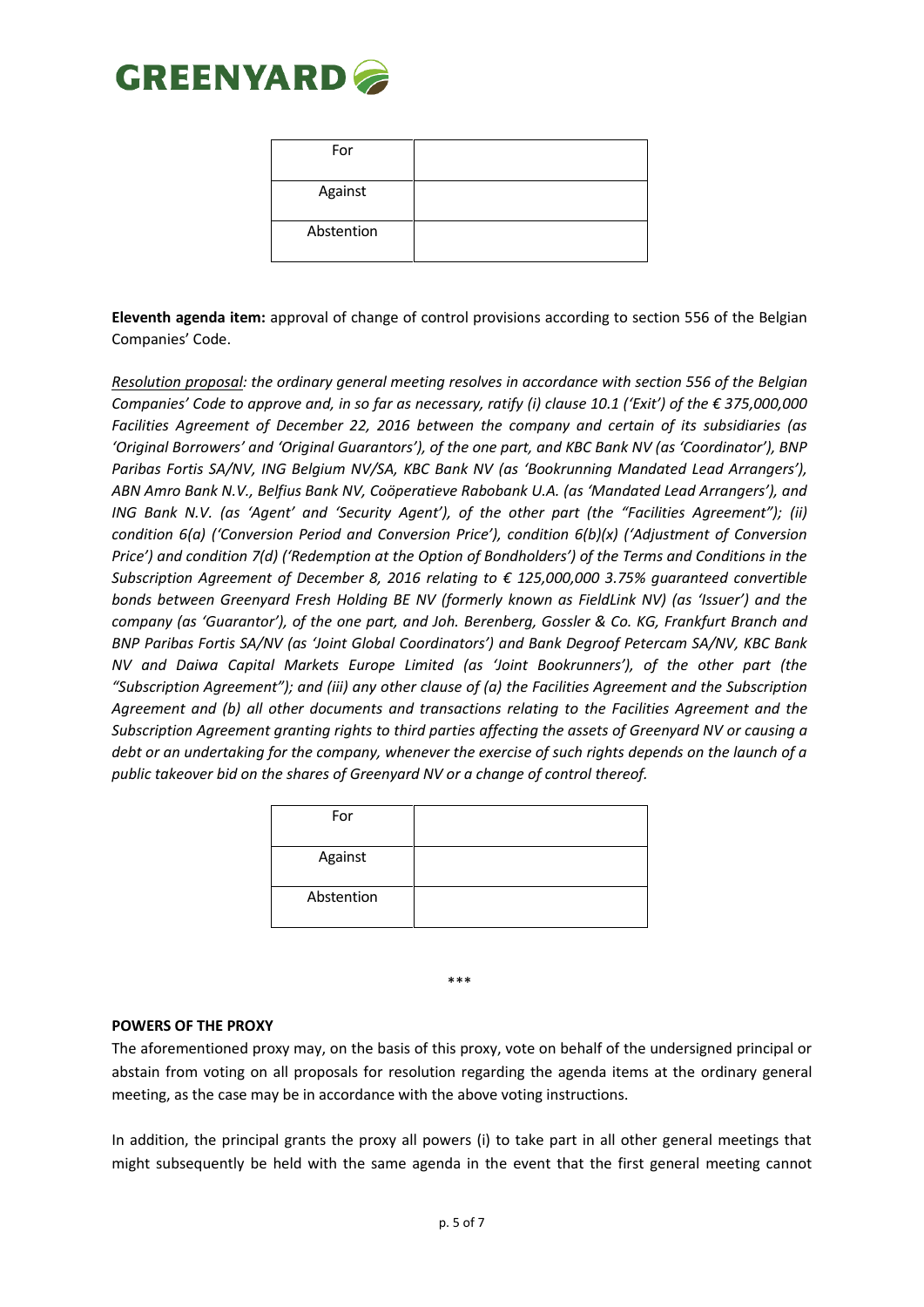| For | |
|---|---|
| Against | |
| Abstention | |

**Eleventh agenda item:** approval of change of control provisions according to section 556 of the Belgian Companies' Code.

<u>Resolution proposal</u>: *the ordinary general meeting resolves in accordance with section 556 of the Belgian Companies' Code to approve and, in so far as necessary, ratify (i) clause 10.1 ('Exit') of the € 375,000,000 Facilities Agreement of December 22, 2016 between the company and certain of its subsidiaries (as 'Original Borrowers' and 'Original Guarantors'), of the one part, and KBC Bank NV (as 'Coordinator'), BNP Paribas Fortis SA/NV, ING Belgium NV/SA, KBC Bank NV (as 'Bookrunning Mandated Lead Arrangers'), ABN Amro Bank N.V., Belfius Bank NV, Coöperatieve Rabobank U.A. (as 'Mandated Lead Arrangers'), and ING Bank N.V. (as 'Agent' and 'Security Agent'), of the other part (the "Facilities Agreement"); (ii) condition 6(a) ('Conversion Period and Conversion Price'), condition 6(b)(x) ('Adjustment of Conversion Price') and condition 7(d) ('Redemption at the Option of Bondholders') of the Terms and Conditions in the Subscription Agreement of December 8, 2016 relating to € 125,000,000 3.75% guaranteed convertible bonds between Greenyard Fresh Holding BE NV (formerly known as FieldLink NV) (as 'Issuer') and the company (as 'Guarantor'), of the one part, and Joh. Berenberg, Gossler & Co. KG, Frankfurt Branch and BNP Paribas Fortis SA/NV (as 'Joint Global Coordinators') and Bank Degroof Petercam SA/NV, KBC Bank NV and Daiwa Capital Markets Europe Limited (as 'Joint Bookrunners'), of the other part (the "Subscription Agreement"); and (iii) any other clause of (a) the Facilities Agreement and the Subscription Agreement and (b) all other documents and transactions relating to the Facilities Agreement and the Subscription Agreement granting rights to third parties affecting the assets of Greenyard NV or causing a debt or an undertaking for the company, whenever the exercise of such rights depends on the launch of a public takeover bid on the shares of Greenyard NV or a change of control thereof.*

| For | |
|---|---|
| Against | |
| Abstention | |

\*\*\*

**POWERS OF THE PROXY**

The aforementioned proxy may, on the basis of this proxy, vote on behalf of the undersigned principal or abstain from voting on all proposals for resolution regarding the agenda items at the ordinary general meeting, as the case may be in accordance with the above voting instructions.

In addition, the principal grants the proxy all powers (i) to take part in all other general meetings that might subsequently be held with the same agenda in the event that the first general meeting cannot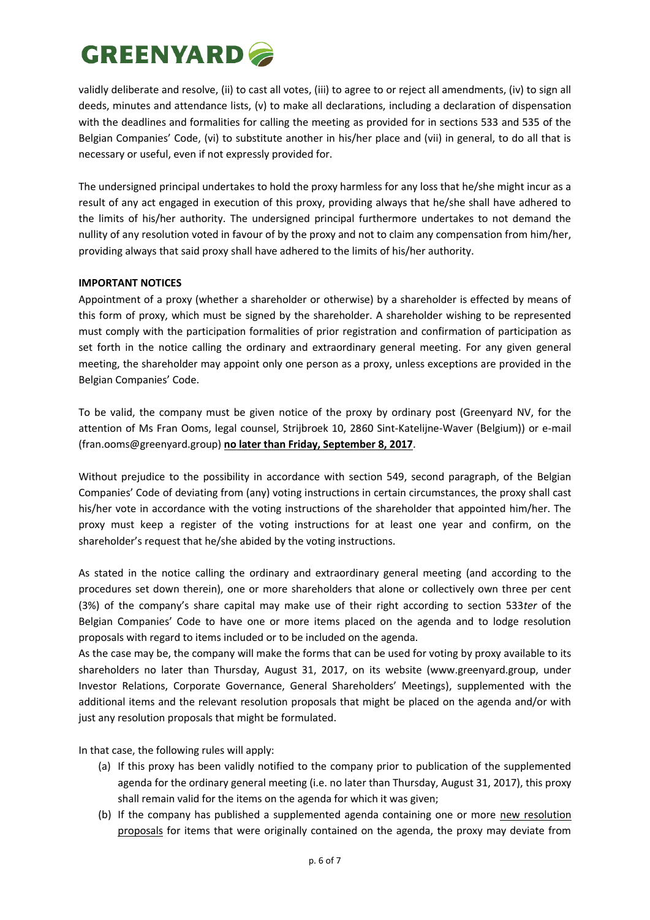validly deliberate and resolve, (ii) to cast all votes, (iii) to agree to or reject all amendments, (iv) to sign all deeds, minutes and attendance lists, (v) to make all declarations, including a declaration of dispensation with the deadlines and formalities for calling the meeting as provided for in sections 533 and 535 of the Belgian Companies' Code, (vi) to substitute another in his/her place and (vii) in general, to do all that is necessary or useful, even if not expressly provided for.

The undersigned principal undertakes to hold the proxy harmless for any loss that he/she might incur as a result of any act engaged in execution of this proxy, providing always that he/she shall have adhered to the limits of his/her authority. The undersigned principal furthermore undertakes to not demand the nullity of any resolution voted in favour of by the proxy and not to claim any compensation from him/her, providing always that said proxy shall have adhered to the limits of his/her authority.

**IMPORTANT NOTICES**

Appointment of a proxy (whether a shareholder or otherwise) by a shareholder is effected by means of this form of proxy, which must be signed by the shareholder. A shareholder wishing to be represented must comply with the participation formalities of prior registration and confirmation of participation as set forth in the notice calling the ordinary and extraordinary general meeting. For any given general meeting, the shareholder may appoint only one person as a proxy, unless exceptions are provided in the Belgian Companies' Code.

To be valid, the company must be given notice of the proxy by ordinary post (Greenyard NV, for the attention of Ms Fran Ooms, legal counsel, Strijbroek 10, 2860 Sint-Katelijne-Waver (Belgium)) or e-mail (fran.ooms@greenyard.group) **no later than Friday, September 8, 2017**.

Without prejudice to the possibility in accordance with section 549, second paragraph, of the Belgian Companies' Code of deviating from (any) voting instructions in certain circumstances, the proxy shall cast his/her vote in accordance with the voting instructions of the shareholder that appointed him/her. The proxy must keep a register of the voting instructions for at least one year and confirm, on the shareholder's request that he/she abided by the voting instructions.

As stated in the notice calling the ordinary and extraordinary general meeting (and according to the procedures set down therein), one or more shareholders that alone or collectively own three per cent (3%) of the company's share capital may make use of their right according to section 533*ter* of the Belgian Companies' Code to have one or more items placed on the agenda and to lodge resolution proposals with regard to items included or to be included on the agenda.

As the case may be, the company will make the forms that can be used for voting by proxy available to its shareholders no later than Thursday, August 31, 2017, on its website (www.greenyard.group, under Investor Relations, Corporate Governance, General Shareholders' Meetings), supplemented with the additional items and the relevant resolution proposals that might be placed on the agenda and/or with just any resolution proposals that might be formulated.

In that case, the following rules will apply:

(a) If this proxy has been validly notified to the company prior to publication of the supplemented agenda for the ordinary general meeting (i.e. no later than Thursday, August 31, 2017), this proxy shall remain valid for the items on the agenda for which it was given;

(b) If the company has published a supplemented agenda containing one or more new resolution proposals for items that were originally contained on the agenda, the proxy may deviate from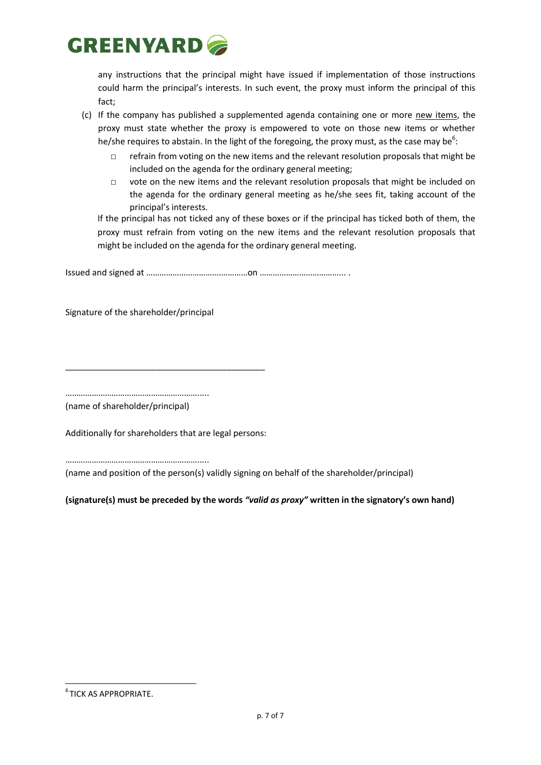any instructions that the principal might have issued if implementation of those instructions could harm the principal's interests. In such event, the proxy must inform the principal of this fact;

(c) If the company has published a supplemented agenda containing one or more new items, the proxy must state whether the proxy is empowered to vote on those new items or whether he/she requires to abstain. In the light of the foregoing, the proxy must, as the case may be[6]:

- □ refrain from voting on the new items and the relevant resolution proposals that might be included on the agenda for the ordinary general meeting;
- □ vote on the new items and the relevant resolution proposals that might be included on the agenda for the ordinary general meeting as he/she sees fit, taking account of the principal's interests.

If the principal has not ticked any of these boxes or if the principal has ticked both of them, the proxy must refrain from voting on the new items and the relevant resolution proposals that might be included on the agenda for the ordinary general meeting.

Issued and signed at ………………………………………on ……………………………….. .

Signature of the shareholder/principal

\_\_\_\_\_\_\_\_\_\_\_\_\_\_\_\_\_\_\_\_\_\_\_\_\_\_\_\_\_\_\_\_\_\_\_\_\_\_\_\_\_\_\_\_

……………………………………………………....
(name of shareholder/principal)

Additionally for shareholders that are legal persons:

……………………………………………………....
(name and position of the person(s) validly signing on behalf of the shareholder/principal)

**(signature(s) must be preceded by the words *"valid as proxy"* written in the signatory's own hand)**

[6] TICK AS APPROPRIATE.